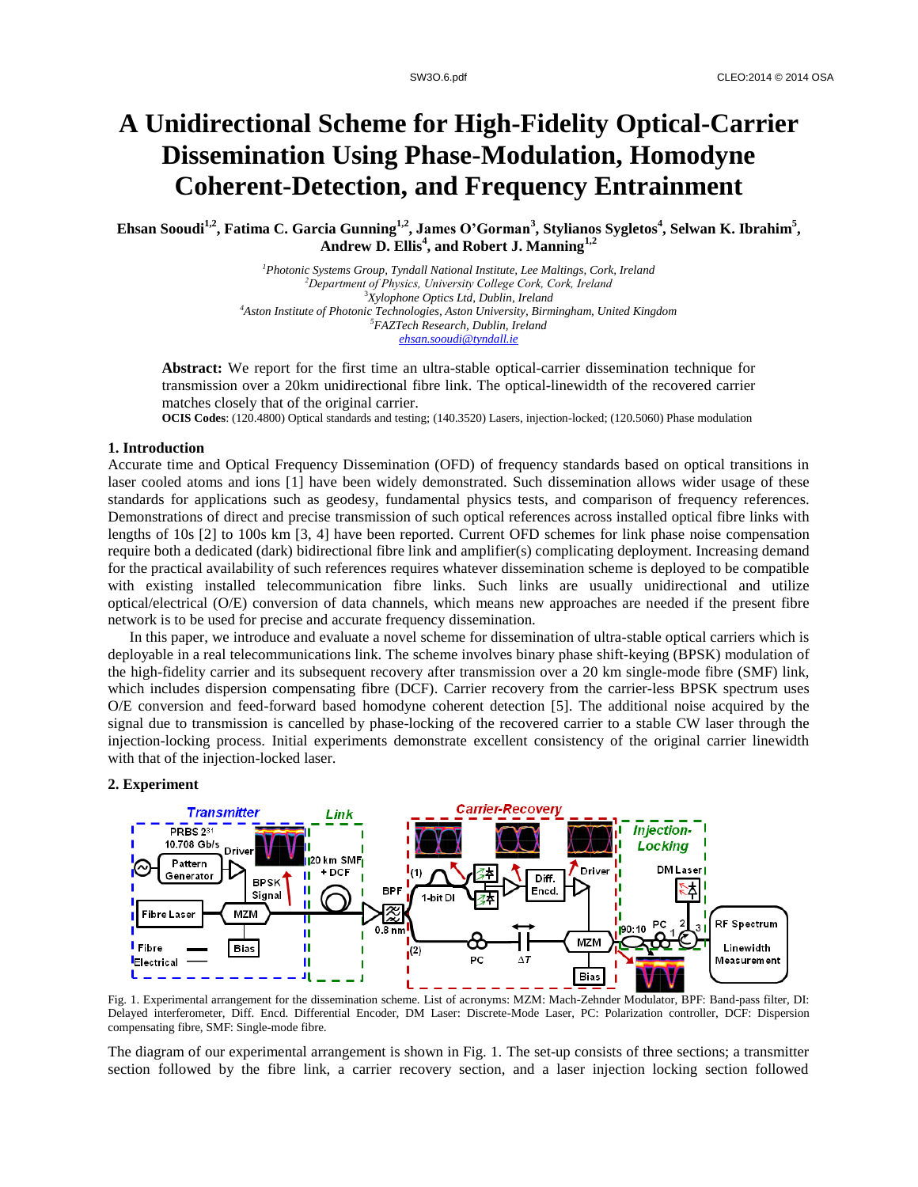# A Unidirectional Scheme for High-Fidelity Optical-Carrier Dissemination Using Phase-Modulation, Homodyne Coherent-Detection, and Frequency Entrainment

**Ehsan Sooudi[1,2], Fatima C. Garcia Gunning[1,2], James O'Gorman[3], Stylianos Sygletos[4], Selwan K. Ibrahim[5], Andrew D. Ellis[4], and Robert J. Manning[1,2]**

*[1]Photonic Systems Group, Tyndall National Institute, Lee Maltings, Cork, Ireland*
*[2]Department of Physics, University College Cork, Cork, Ireland*
*[3]Xylophone Optics Ltd, Dublin, Ireland*
*[4]Aston Institute of Photonic Technologies, Aston University, Birmingham, United Kingdom*
*[5]FAZTech Research, Dublin, Ireland*
*ehsan.sooudi@tyndall.ie*

**Abstract:** We report for the first time an ultra-stable optical-carrier dissemination technique for transmission over a 20km unidirectional fibre link. The optical-linewidth of the recovered carrier matches closely that of the original carrier.

**OCIS Codes**: (120.4800) Optical standards and testing; (140.3520) Lasers, injection-locked; (120.5060) Phase modulation

## 1. Introduction

Accurate time and Optical Frequency Dissemination (OFD) of frequency standards based on optical transitions in laser cooled atoms and ions [1] have been widely demonstrated. Such dissemination allows wider usage of these standards for applications such as geodesy, fundamental physics tests, and comparison of frequency references. Demonstrations of direct and precise transmission of such optical references across installed optical fibre links with lengths of 10s [2] to 100s km [3, 4] have been reported. Current OFD schemes for link phase noise compensation require both a dedicated (dark) bidirectional fibre link and amplifier(s) complicating deployment. Increasing demand for the practical availability of such references requires whatever dissemination scheme is deployed to be compatible with existing installed telecommunication fibre links. Such links are usually unidirectional and utilize optical/electrical (O/E) conversion of data channels, which means new approaches are needed if the present fibre network is to be used for precise and accurate frequency dissemination.

In this paper, we introduce and evaluate a novel scheme for dissemination of ultra-stable optical carriers which is deployable in a real telecommunications link. The scheme involves binary phase shift-keying (BPSK) modulation of the high-fidelity carrier and its subsequent recovery after transmission over a 20 km single-mode fibre (SMF) link, which includes dispersion compensating fibre (DCF). Carrier recovery from the carrier-less BPSK spectrum uses O/E conversion and feed-forward based homodyne coherent detection [5]. The additional noise acquired by the signal due to transmission is cancelled by phase-locking of the recovered carrier to a stable CW laser through the injection-locking process. Initial experiments demonstrate excellent consistency of the original carrier linewidth with that of the injection-locked laser.

## 2. Experiment

Fig. 1. Experimental arrangement for the dissemination scheme. List of acronyms: MZM: Mach-Zehnder Modulator, BPF: Band-pass filter, DI: Delayed interferometer, Diff. Encd. Differential Encoder, DM Laser: Discrete-Mode Laser, PC: Polarization controller, DCF: Dispersion compensating fibre, SMF: Single-mode fibre.

The diagram of our experimental arrangement is shown in Fig. 1. The set-up consists of three sections; a transmitter section followed by the fibre link, a carrier recovery section, and a laser injection locking section followed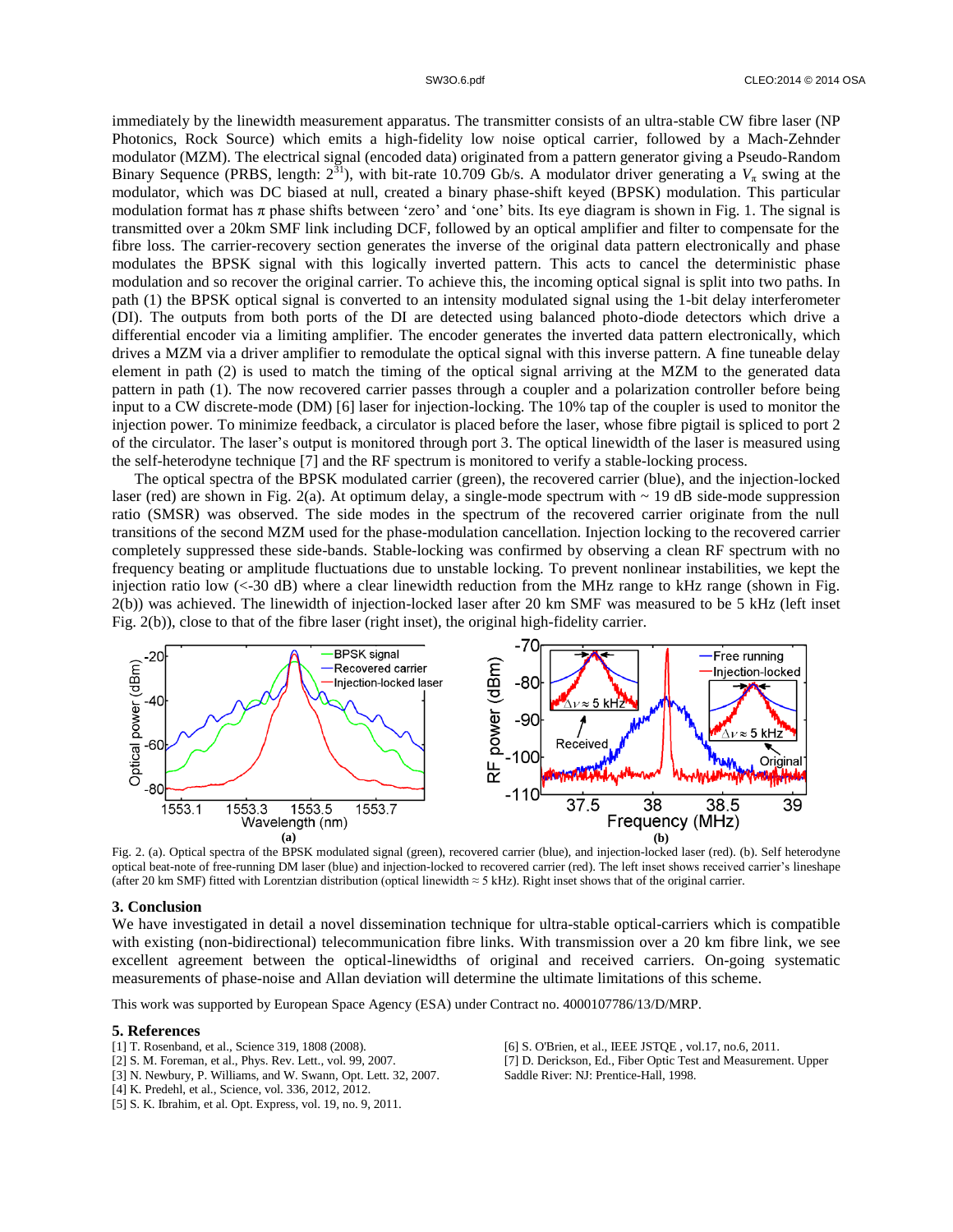immediately by the linewidth measurement apparatus. The transmitter consists of an ultra-stable CW fibre laser (NP Photonics, Rock Source) which emits a high-fidelity low noise optical carrier, followed by a Mach-Zehnder modulator (MZM). The electrical signal (encoded data) originated from a pattern generator giving a Pseudo-Random Binary Sequence (PRBS, length: $2^{31}$), with bit-rate 10.709 Gb/s. A modulator driver generating a $V_\pi$ swing at the modulator, which was DC biased at null, created a binary phase-shift keyed (BPSK) modulation. This particular modulation format has π phase shifts between 'zero' and 'one' bits. Its eye diagram is shown in Fig. 1. The signal is transmitted over a 20km SMF link including DCF, followed by an optical amplifier and filter to compensate for the fibre loss. The carrier-recovery section generates the inverse of the original data pattern electronically and phase modulates the BPSK signal with this logically inverted pattern. This acts to cancel the deterministic phase modulation and so recover the original carrier. To achieve this, the incoming optical signal is split into two paths. In path (1) the BPSK optical signal is converted to an intensity modulated signal using the 1-bit delay interferometer (DI). The outputs from both ports of the DI are detected using balanced photo-diode detectors which drive a differential encoder via a limiting amplifier. The encoder generates the inverted data pattern electronically, which drives a MZM via a driver amplifier to remodulate the optical signal with this inverse pattern. A fine tuneable delay element in path (2) is used to match the timing of the optical signal arriving at the MZM to the generated data pattern in path (1). The now recovered carrier passes through a coupler and a polarization controller before being input to a CW discrete-mode (DM) [6] laser for injection-locking. The 10% tap of the coupler is used to monitor the injection power. To minimize feedback, a circulator is placed before the laser, whose fibre pigtail is spliced to port 2 of the circulator. The laser's output is monitored through port 3. The optical linewidth of the laser is measured using the self-heterodyne technique [7] and the RF spectrum is monitored to verify a stable-locking process.

The optical spectra of the BPSK modulated carrier (green), the recovered carrier (blue), and the injection-locked laser (red) are shown in Fig. 2(a). At optimum delay, a single-mode spectrum with ~ 19 dB side-mode suppression ratio (SMSR) was observed. The side modes in the spectrum of the recovered carrier originate from the null transitions of the second MZM used for the phase-modulation cancellation. Injection locking to the recovered carrier completely suppressed these side-bands. Stable-locking was confirmed by observing a clean RF spectrum with no frequency beating or amplitude fluctuations due to unstable locking. To prevent nonlinear instabilities, we kept the injection ratio low (<-30 dB) where a clear linewidth reduction from the MHz range to kHz range (shown in Fig. 2(b)) was achieved. The linewidth of injection-locked laser after 20 km SMF was measured to be 5 kHz (left inset Fig. 2(b)), close to that of the fibre laser (right inset), the original high-fidelity carrier.

(a)
Optical power (dBm)
-20
-40
-60
-80
1553.1 1553.3 1553.5 1553.7
Wavelength (nm)
BPSK signal
Recovered carrier
Injection-locked laser

(b)
RF power (dBm)
-70
-80
-90
-100
-110
37.5 38 38.5 39
Frequency (MHz)
Free running
Injection-locked
$\Delta\nu \approx 5$ kHz
Received
$\Delta\nu \approx 5$ kHz
Original

Fig. 2. (a). Optical spectra of the BPSK modulated signal (green), recovered carrier (blue), and injection-locked laser (red). (b). Self heterodyne optical beat-note of free-running DM laser (blue) and injection-locked to recovered carrier (red). The left inset shows received carrier's lineshape (after 20 km SMF) fitted with Lorentzian distribution (optical linewidth ≈ 5 kHz). Right inset shows that of the original carrier.

## 3. Conclusion

We have investigated in detail a novel dissemination technique for ultra-stable optical-carriers which is compatible with existing (non-bidirectional) telecommunication fibre links. With transmission over a 20 km fibre link, we see excellent agreement between the optical-linewidths of original and received carriers. On-going systematic measurements of phase-noise and Allan deviation will determine the ultimate limitations of this scheme.

This work was supported by European Space Agency (ESA) under Contract no. 4000107786/13/D/MRP.

## 5. References

[1] T. Rosenband, et al., Science 319, 1808 (2008).
[2] S. M. Foreman, et al., Phys. Rev. Lett., vol. 99, 2007.
[3] N. Newbury, P. Williams, and W. Swann, Opt. Lett. 32, 2007.
[4] K. Predehl, et al., Science, vol. 336, 2012, 2012.
[5] S. K. Ibrahim, et al. Opt. Express, vol. 19, no. 9, 2011.
[6] S. O'Brien, et al., IEEE JSTQE , vol.17, no.6, 2011.
[7] D. Derickson, Ed., Fiber Optic Test and Measurement. Upper Saddle River: NJ: Prentice-Hall, 1998.